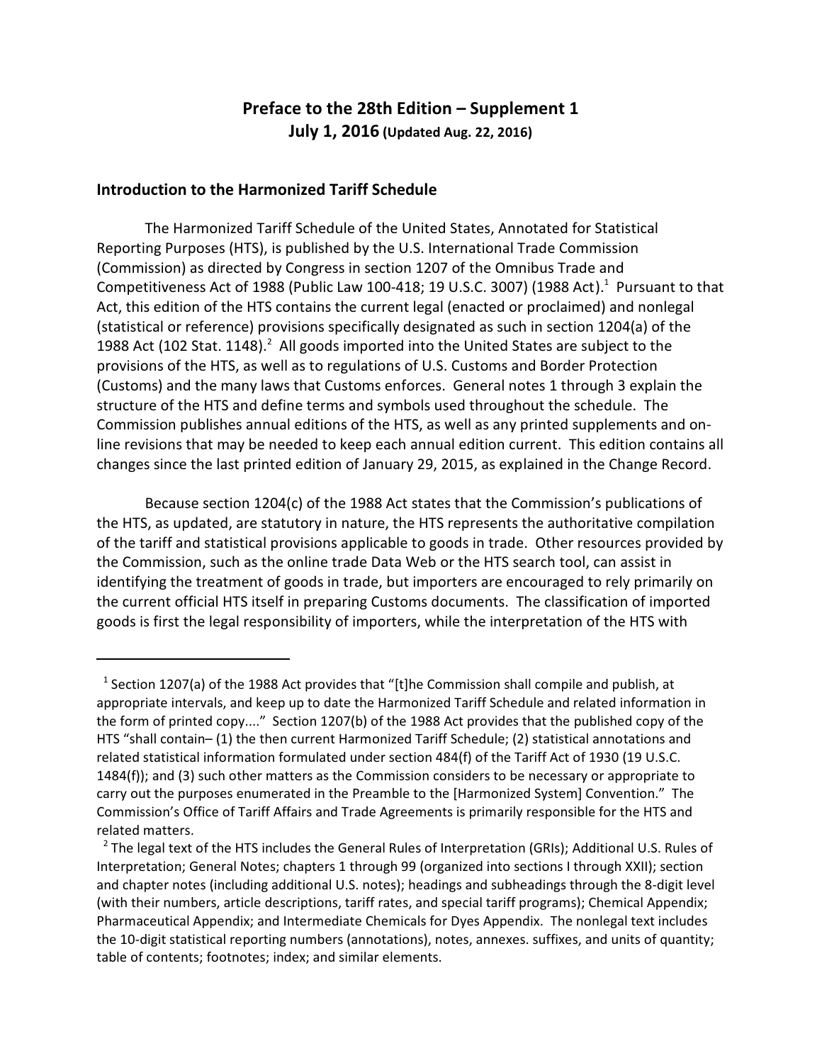# Preface to the 28th Edition – Supplement 1
## July 1, 2016 (Updated Aug. 22, 2016)

### Introduction to the Harmonized Tariff Schedule

The Harmonized Tariff Schedule of the United States, Annotated for Statistical Reporting Purposes (HTS), is published by the U.S. International Trade Commission (Commission) as directed by Congress in section 1207 of the Omnibus Trade and Competitiveness Act of 1988 (Public Law 100-418; 19 U.S.C. 3007) (1988 Act).[1] Pursuant to that Act, this edition of the HTS contains the current legal (enacted or proclaimed) and nonlegal (statistical or reference) provisions specifically designated as such in section 1204(a) of the 1988 Act (102 Stat. 1148).[2] All goods imported into the United States are subject to the provisions of the HTS, as well as to regulations of U.S. Customs and Border Protection (Customs) and the many laws that Customs enforces. General notes 1 through 3 explain the structure of the HTS and define terms and symbols used throughout the schedule. The Commission publishes annual editions of the HTS, as well as any printed supplements and on-line revisions that may be needed to keep each annual edition current. This edition contains all changes since the last printed edition of January 29, 2015, as explained in the Change Record.

Because section 1204(c) of the 1988 Act states that the Commission's publications of the HTS, as updated, are statutory in nature, the HTS represents the authoritative compilation of the tariff and statistical provisions applicable to goods in trade. Other resources provided by the Commission, such as the online trade Data Web or the HTS search tool, can assist in identifying the treatment of goods in trade, but importers are encouraged to rely primarily on the current official HTS itself in preparing Customs documents. The classification of imported goods is first the legal responsibility of importers, while the interpretation of the HTS with

---

[1] Section 1207(a) of the 1988 Act provides that "[t]he Commission shall compile and publish, at appropriate intervals, and keep up to date the Harmonized Tariff Schedule and related information in the form of printed copy...." Section 1207(b) of the 1988 Act provides that the published copy of the HTS "shall contain– (1) the then current Harmonized Tariff Schedule; (2) statistical annotations and related statistical information formulated under section 484(f) of the Tariff Act of 1930 (19 U.S.C. 1484(f)); and (3) such other matters as the Commission considers to be necessary or appropriate to carry out the purposes enumerated in the Preamble to the [Harmonized System] Convention." The Commission's Office of Tariff Affairs and Trade Agreements is primarily responsible for the HTS and related matters.

[2] The legal text of the HTS includes the General Rules of Interpretation (GRIs); Additional U.S. Rules of Interpretation; General Notes; chapters 1 through 99 (organized into sections I through XXII); section and chapter notes (including additional U.S. notes); headings and subheadings through the 8-digit level (with their numbers, article descriptions, tariff rates, and special tariff programs); Chemical Appendix; Pharmaceutical Appendix; and Intermediate Chemicals for Dyes Appendix. The nonlegal text includes the 10-digit statistical reporting numbers (annotations), notes, annexes. suffixes, and units of quantity; table of contents; footnotes; index; and similar elements.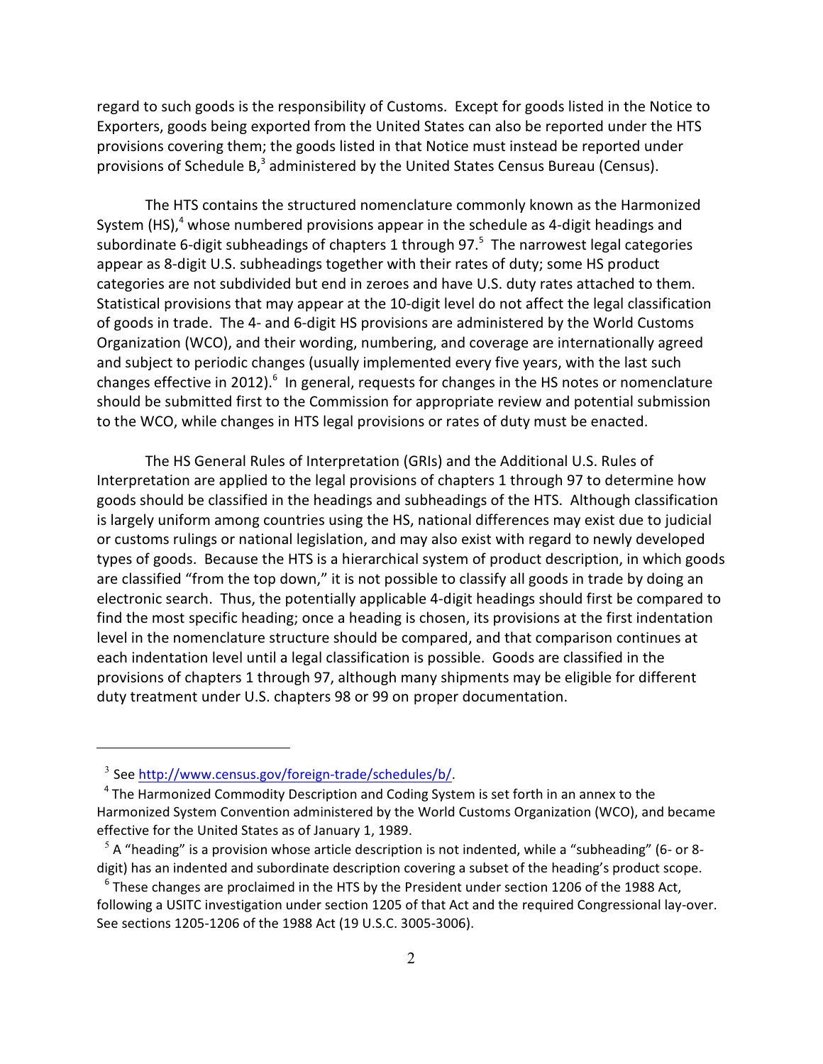regard to such goods is the responsibility of Customs. Except for goods listed in the Notice to Exporters, goods being exported from the United States can also be reported under the HTS provisions covering them; the goods listed in that Notice must instead be reported under provisions of Schedule B,[3] administered by the United States Census Bureau (Census).

The HTS contains the structured nomenclature commonly known as the Harmonized System (HS),[4] whose numbered provisions appear in the schedule as 4-digit headings and subordinate 6-digit subheadings of chapters 1 through 97.[5] The narrowest legal categories appear as 8-digit U.S. subheadings together with their rates of duty; some HS product categories are not subdivided but end in zeroes and have U.S. duty rates attached to them. Statistical provisions that may appear at the 10-digit level do not affect the legal classification of goods in trade. The 4- and 6-digit HS provisions are administered by the World Customs Organization (WCO), and their wording, numbering, and coverage are internationally agreed and subject to periodic changes (usually implemented every five years, with the last such changes effective in 2012).[6] In general, requests for changes in the HS notes or nomenclature should be submitted first to the Commission for appropriate review and potential submission to the WCO, while changes in HTS legal provisions or rates of duty must be enacted.

The HS General Rules of Interpretation (GRIs) and the Additional U.S. Rules of Interpretation are applied to the legal provisions of chapters 1 through 97 to determine how goods should be classified in the headings and subheadings of the HTS. Although classification is largely uniform among countries using the HS, national differences may exist due to judicial or customs rulings or national legislation, and may also exist with regard to newly developed types of goods. Because the HTS is a hierarchical system of product description, in which goods are classified "from the top down," it is not possible to classify all goods in trade by doing an electronic search. Thus, the potentially applicable 4-digit headings should first be compared to find the most specific heading; once a heading is chosen, its provisions at the first indentation level in the nomenclature structure should be compared, and that comparison continues at each indentation level until a legal classification is possible. Goods are classified in the provisions of chapters 1 through 97, although many shipments may be eligible for different duty treatment under U.S. chapters 98 or 99 on proper documentation.

---

[3] See http://www.census.gov/foreign-trade/schedules/b/.

[4] The Harmonized Commodity Description and Coding System is set forth in an annex to the Harmonized System Convention administered by the World Customs Organization (WCO), and became effective for the United States as of January 1, 1989.

[5] A "heading" is a provision whose article description is not indented, while a "subheading" (6- or 8-digit) has an indented and subordinate description covering a subset of the heading's product scope.

[6] These changes are proclaimed in the HTS by the President under section 1206 of the 1988 Act, following a USITC investigation under section 1205 of that Act and the required Congressional lay-over. See sections 1205-1206 of the 1988 Act (19 U.S.C. 3005-3006).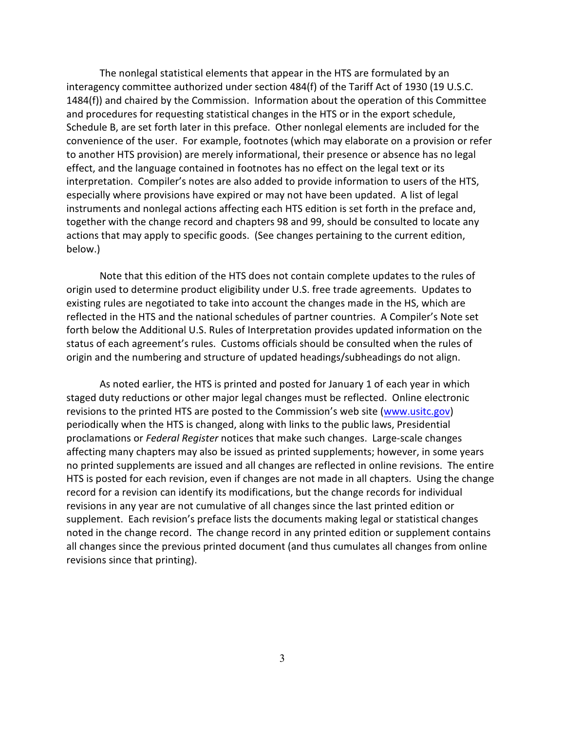The nonlegal statistical elements that appear in the HTS are formulated by an interagency committee authorized under section 484(f) of the Tariff Act of 1930 (19 U.S.C. 1484(f)) and chaired by the Commission. Information about the operation of this Committee and procedures for requesting statistical changes in the HTS or in the export schedule, Schedule B, are set forth later in this preface. Other nonlegal elements are included for the convenience of the user. For example, footnotes (which may elaborate on a provision or refer to another HTS provision) are merely informational, their presence or absence has no legal effect, and the language contained in footnotes has no effect on the legal text or its interpretation. Compiler's notes are also added to provide information to users of the HTS, especially where provisions have expired or may not have been updated. A list of legal instruments and nonlegal actions affecting each HTS edition is set forth in the preface and, together with the change record and chapters 98 and 99, should be consulted to locate any actions that may apply to specific goods. (See changes pertaining to the current edition, below.)

Note that this edition of the HTS does not contain complete updates to the rules of origin used to determine product eligibility under U.S. free trade agreements. Updates to existing rules are negotiated to take into account the changes made in the HS, which are reflected in the HTS and the national schedules of partner countries. A Compiler's Note set forth below the Additional U.S. Rules of Interpretation provides updated information on the status of each agreement's rules. Customs officials should be consulted when the rules of origin and the numbering and structure of updated headings/subheadings do not align.

As noted earlier, the HTS is printed and posted for January 1 of each year in which staged duty reductions or other major legal changes must be reflected. Online electronic revisions to the printed HTS are posted to the Commission's web site (www.usitc.gov) periodically when the HTS is changed, along with links to the public laws, Presidential proclamations or *Federal Register* notices that make such changes. Large-scale changes affecting many chapters may also be issued as printed supplements; however, in some years no printed supplements are issued and all changes are reflected in online revisions. The entire HTS is posted for each revision, even if changes are not made in all chapters. Using the change record for a revision can identify its modifications, but the change records for individual revisions in any year are not cumulative of all changes since the last printed edition or supplement. Each revision's preface lists the documents making legal or statistical changes noted in the change record. The change record in any printed edition or supplement contains all changes since the previous printed document (and thus cumulates all changes from online revisions since that printing).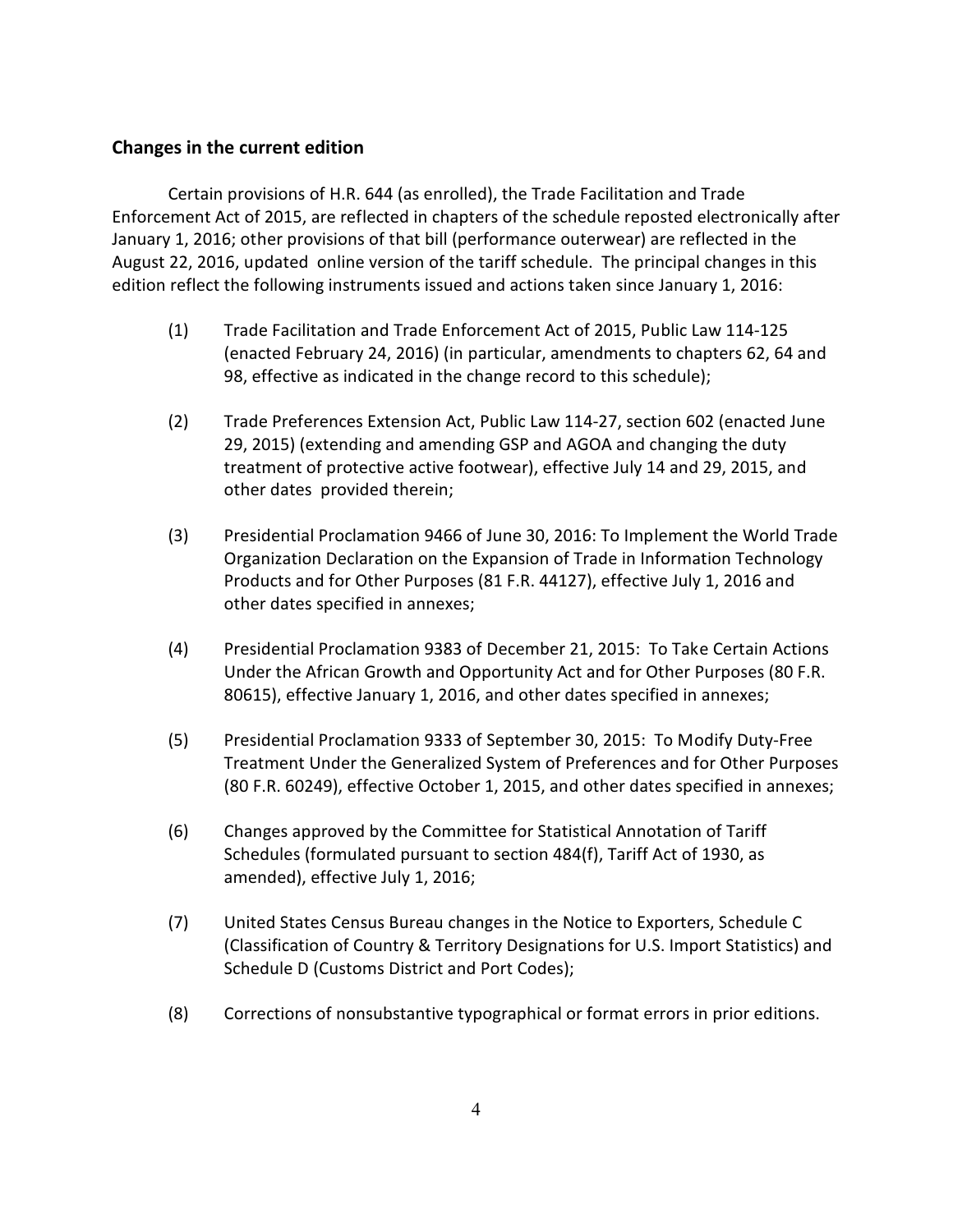## Changes in the current edition

Certain provisions of H.R. 644 (as enrolled), the Trade Facilitation and Trade Enforcement Act of 2015, are reflected in chapters of the schedule reposted electronically after January 1, 2016; other provisions of that bill (performance outerwear) are reflected in the August 22, 2016, updated online version of the tariff schedule. The principal changes in this edition reflect the following instruments issued and actions taken since January 1, 2016:

(1) Trade Facilitation and Trade Enforcement Act of 2015, Public Law 114-125 (enacted February 24, 2016) (in particular, amendments to chapters 62, 64 and 98, effective as indicated in the change record to this schedule);

(2) Trade Preferences Extension Act, Public Law 114-27, section 602 (enacted June 29, 2015) (extending and amending GSP and AGOA and changing the duty treatment of protective active footwear), effective July 14 and 29, 2015, and other dates provided therein;

(3) Presidential Proclamation 9466 of June 30, 2016: To Implement the World Trade Organization Declaration on the Expansion of Trade in Information Technology Products and for Other Purposes (81 F.R. 44127), effective July 1, 2016 and other dates specified in annexes;

(4) Presidential Proclamation 9383 of December 21, 2015: To Take Certain Actions Under the African Growth and Opportunity Act and for Other Purposes (80 F.R. 80615), effective January 1, 2016, and other dates specified in annexes;

(5) Presidential Proclamation 9333 of September 30, 2015: To Modify Duty-Free Treatment Under the Generalized System of Preferences and for Other Purposes (80 F.R. 60249), effective October 1, 2015, and other dates specified in annexes;

(6) Changes approved by the Committee for Statistical Annotation of Tariff Schedules (formulated pursuant to section 484(f), Tariff Act of 1930, as amended), effective July 1, 2016;

(7) United States Census Bureau changes in the Notice to Exporters, Schedule C (Classification of Country & Territory Designations for U.S. Import Statistics) and Schedule D (Customs District and Port Codes);

(8) Corrections of nonsubstantive typographical or format errors in prior editions.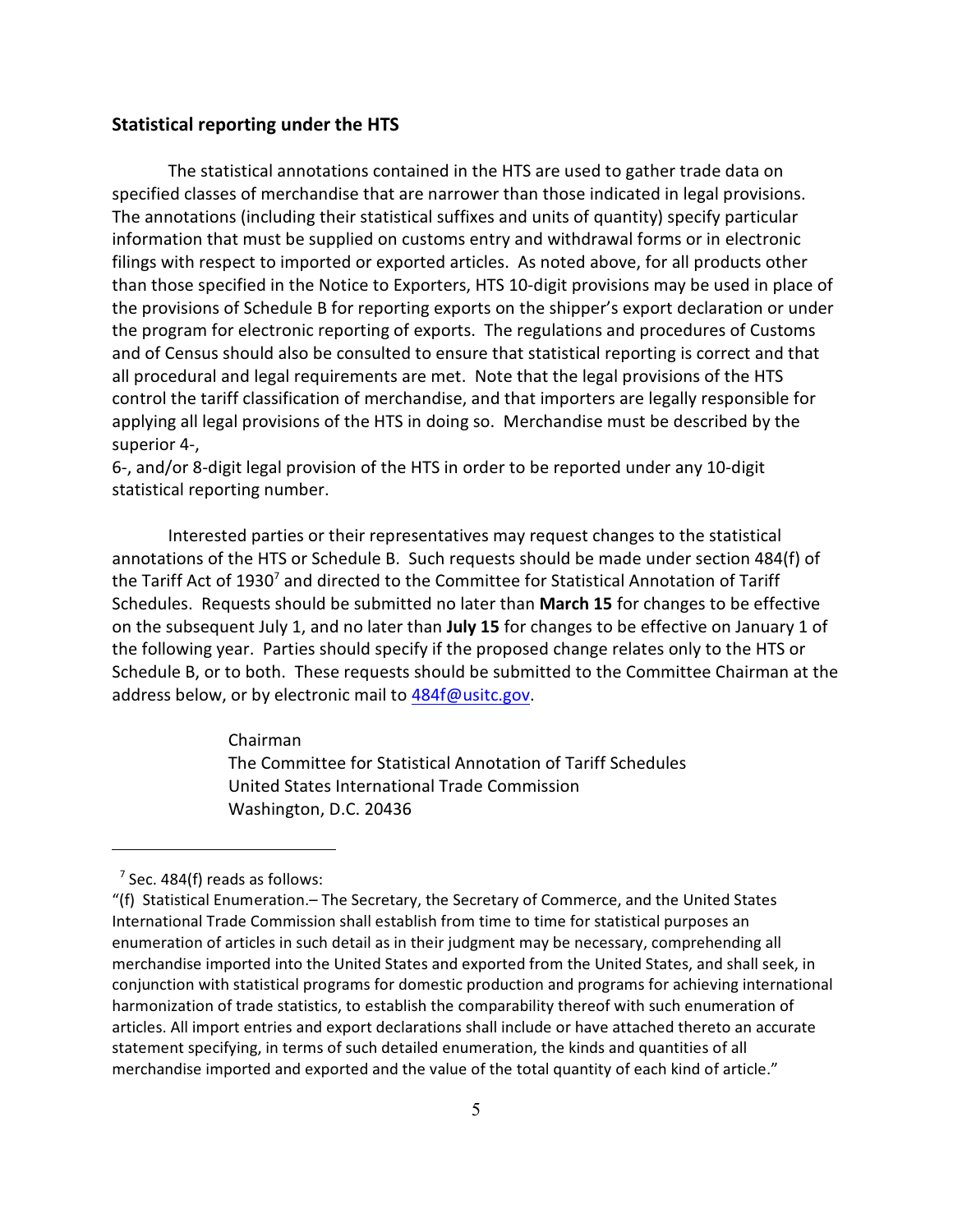## Statistical reporting under the HTS

The statistical annotations contained in the HTS are used to gather trade data on specified classes of merchandise that are narrower than those indicated in legal provisions. The annotations (including their statistical suffixes and units of quantity) specify particular information that must be supplied on customs entry and withdrawal forms or in electronic filings with respect to imported or exported articles. As noted above, for all products other than those specified in the Notice to Exporters, HTS 10-digit provisions may be used in place of the provisions of Schedule B for reporting exports on the shipper's export declaration or under the program for electronic reporting of exports. The regulations and procedures of Customs and of Census should also be consulted to ensure that statistical reporting is correct and that all procedural and legal requirements are met. Note that the legal provisions of the HTS control the tariff classification of merchandise, and that importers are legally responsible for applying all legal provisions of the HTS in doing so. Merchandise must be described by the superior 4-, 6-, and/or 8-digit legal provision of the HTS in order to be reported under any 10-digit statistical reporting number.

Interested parties or their representatives may request changes to the statistical annotations of the HTS or Schedule B. Such requests should be made under section 484(f) of the Tariff Act of 1930[7] and directed to the Committee for Statistical Annotation of Tariff Schedules. Requests should be submitted no later than **March 15** for changes to be effective on the subsequent July 1, and no later than **July 15** for changes to be effective on January 1 of the following year. Parties should specify if the proposed change relates only to the HTS or Schedule B, or to both. These requests should be submitted to the Committee Chairman at the address below, or by electronic mail to 484f@usitc.gov.

Chairman
The Committee for Statistical Annotation of Tariff Schedules
United States International Trade Commission
Washington, D.C. 20436

---

[7] Sec. 484(f) reads as follows:
"(f) Statistical Enumeration.– The Secretary, the Secretary of Commerce, and the United States International Trade Commission shall establish from time to time for statistical purposes an enumeration of articles in such detail as in their judgment may be necessary, comprehending all merchandise imported into the United States and exported from the United States, and shall seek, in conjunction with statistical programs for domestic production and programs for achieving international harmonization of trade statistics, to establish the comparability thereof with such enumeration of articles. All import entries and export declarations shall include or have attached thereto an accurate statement specifying, in terms of such detailed enumeration, the kinds and quantities of all merchandise imported and exported and the value of the total quantity of each kind of article."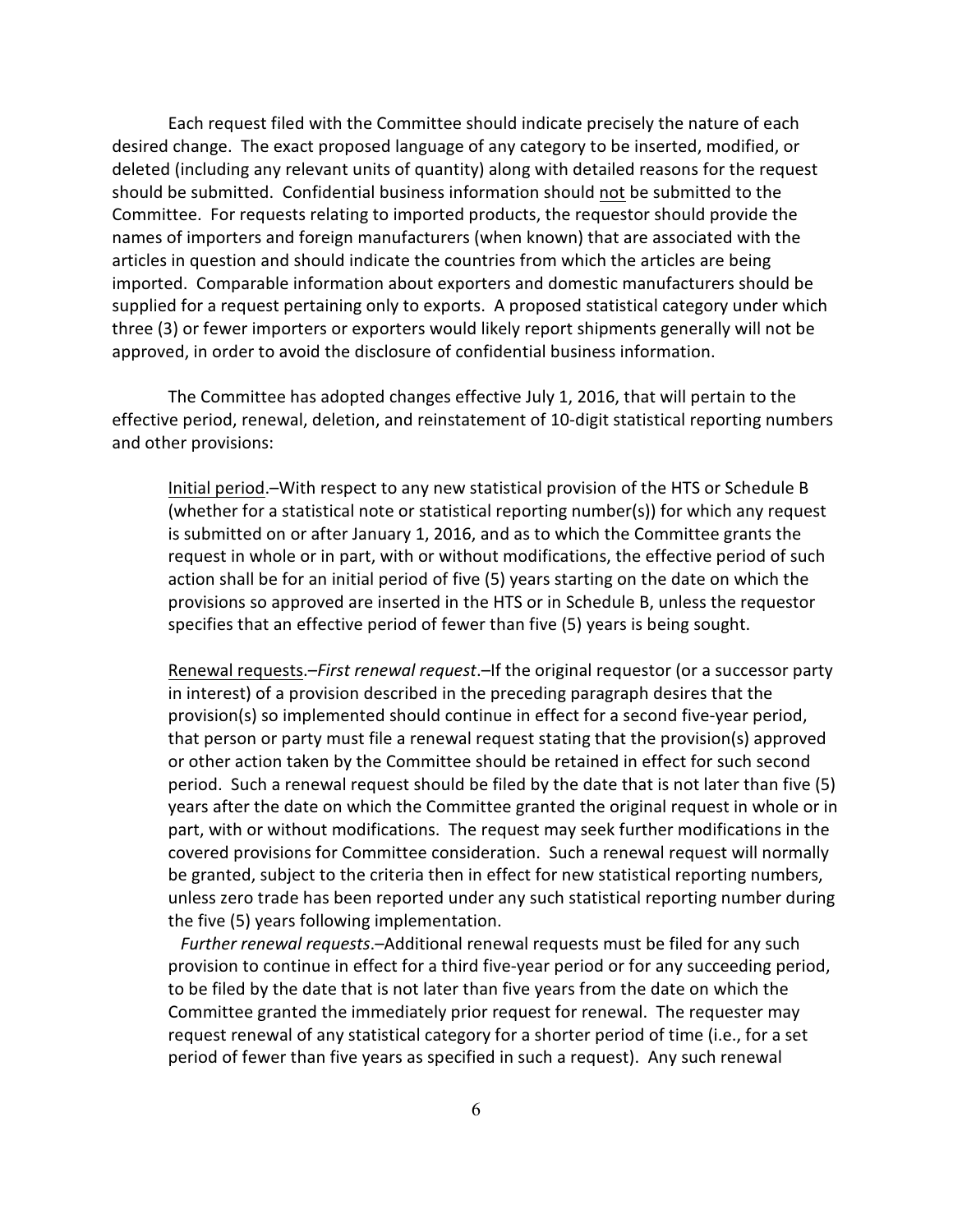Each request filed with the Committee should indicate precisely the nature of each desired change. The exact proposed language of any category to be inserted, modified, or deleted (including any relevant units of quantity) along with detailed reasons for the request should be submitted. Confidential business information should not be submitted to the Committee. For requests relating to imported products, the requestor should provide the names of importers and foreign manufacturers (when known) that are associated with the articles in question and should indicate the countries from which the articles are being imported. Comparable information about exporters and domestic manufacturers should be supplied for a request pertaining only to exports. A proposed statistical category under which three (3) or fewer importers or exporters would likely report shipments generally will not be approved, in order to avoid the disclosure of confidential business information.

The Committee has adopted changes effective July 1, 2016, that will pertain to the effective period, renewal, deletion, and reinstatement of 10-digit statistical reporting numbers and other provisions:

> Initial period.–With respect to any new statistical provision of the HTS or Schedule B (whether for a statistical note or statistical reporting number(s)) for which any request is submitted on or after January 1, 2016, and as to which the Committee grants the request in whole or in part, with or without modifications, the effective period of such action shall be for an initial period of five (5) years starting on the date on which the provisions so approved are inserted in the HTS or in Schedule B, unless the requestor specifies that an effective period of fewer than five (5) years is being sought.
>
> Renewal requests.–*First renewal request*.–If the original requestor (or a successor party in interest) of a provision described in the preceding paragraph desires that the provision(s) so implemented should continue in effect for a second five-year period, that person or party must file a renewal request stating that the provision(s) approved or other action taken by the Committee should be retained in effect for such second period. Such a renewal request should be filed by the date that is not later than five (5) years after the date on which the Committee granted the original request in whole or in part, with or without modifications. The request may seek further modifications in the covered provisions for Committee consideration. Such a renewal request will normally be granted, subject to the criteria then in effect for new statistical reporting numbers, unless zero trade has been reported under any such statistical reporting number during the five (5) years following implementation.
>
> *Further renewal requests*.–Additional renewal requests must be filed for any such provision to continue in effect for a third five-year period or for any succeeding period, to be filed by the date that is not later than five years from the date on which the Committee granted the immediately prior request for renewal. The requester may request renewal of any statistical category for a shorter period of time (i.e., for a set period of fewer than five years as specified in such a request). Any such renewal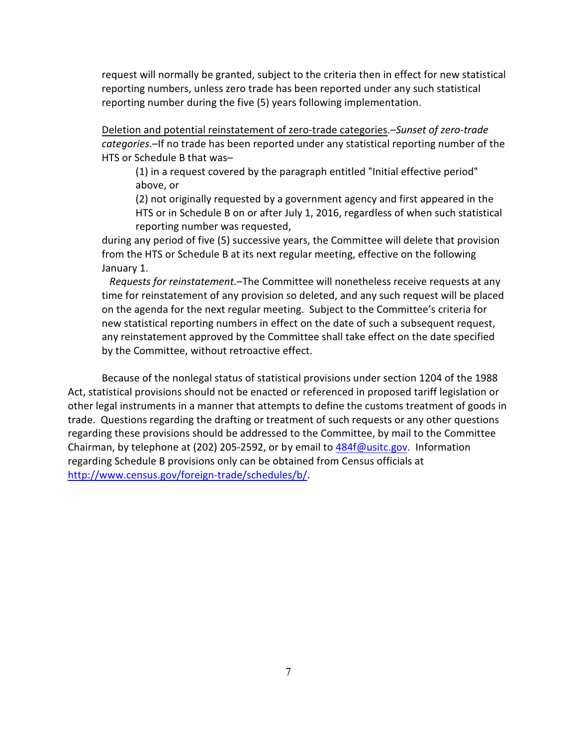request will normally be granted, subject to the criteria then in effect for new statistical reporting numbers, unless zero trade has been reported under any such statistical reporting number during the five (5) years following implementation.

Deletion and potential reinstatement of zero-trade categories.–*Sunset of zero-trade categories*.–If no trade has been reported under any statistical reporting number of the HTS or Schedule B that was–

(1) in a request covered by the paragraph entitled "Initial effective period" above, or

(2) not originally requested by a government agency and first appeared in the HTS or in Schedule B on or after July 1, 2016, regardless of when such statistical reporting number was requested,

during any period of five (5) successive years, the Committee will delete that provision from the HTS or Schedule B at its next regular meeting, effective on the following January 1.

*Requests for reinstatement*.–The Committee will nonetheless receive requests at any time for reinstatement of any provision so deleted, and any such request will be placed on the agenda for the next regular meeting. Subject to the Committee's criteria for new statistical reporting numbers in effect on the date of such a subsequent request, any reinstatement approved by the Committee shall take effect on the date specified by the Committee, without retroactive effect.

Because of the nonlegal status of statistical provisions under section 1204 of the 1988 Act, statistical provisions should not be enacted or referenced in proposed tariff legislation or other legal instruments in a manner that attempts to define the customs treatment of goods in trade. Questions regarding the drafting or treatment of such requests or any other questions regarding these provisions should be addressed to the Committee, by mail to the Committee Chairman, by telephone at (202) 205-2592, or by email to 484f@usitc.gov. Information regarding Schedule B provisions only can be obtained from Census officials at http://www.census.gov/foreign-trade/schedules/b/.